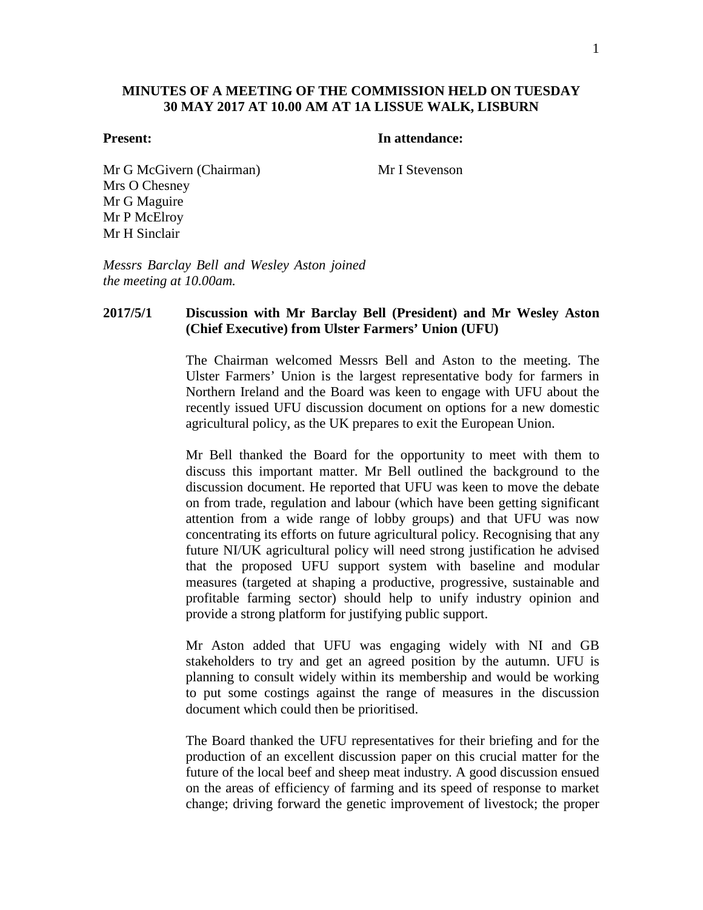**MINUTES OF A MEETING OF THE COMMISSION HELD ON TUESDAY 30 MAY 2017 AT 10.00 AM AT 1A LISSUE WALK, LISBURN**

| **Present:** | **In attendance:** |
|---|---|
| Mr G McGivern (Chairman) | Mr I Stevenson |
| Mrs O Chesney | |
| Mr G Maguire | |
| Mr P McElroy | |
| Mr H Sinclair | |

*Messrs Barclay Bell and Wesley Aston joined the meeting at 10.00am.*

**2017/5/1 Discussion with Mr Barclay Bell (President) and Mr Wesley Aston (Chief Executive) from Ulster Farmers' Union (UFU)**

The Chairman welcomed Messrs Bell and Aston to the meeting. The Ulster Farmers' Union is the largest representative body for farmers in Northern Ireland and the Board was keen to engage with UFU about the recently issued UFU discussion document on options for a new domestic agricultural policy, as the UK prepares to exit the European Union.

Mr Bell thanked the Board for the opportunity to meet with them to discuss this important matter. Mr Bell outlined the background to the discussion document. He reported that UFU was keen to move the debate on from trade, regulation and labour (which have been getting significant attention from a wide range of lobby groups) and that UFU was now concentrating its efforts on future agricultural policy. Recognising that any future NI/UK agricultural policy will need strong justification he advised that the proposed UFU support system with baseline and modular measures (targeted at shaping a productive, progressive, sustainable and profitable farming sector) should help to unify industry opinion and provide a strong platform for justifying public support.

Mr Aston added that UFU was engaging widely with NI and GB stakeholders to try and get an agreed position by the autumn. UFU is planning to consult widely within its membership and would be working to put some costings against the range of measures in the discussion document which could then be prioritised.

The Board thanked the UFU representatives for their briefing and for the production of an excellent discussion paper on this crucial matter for the future of the local beef and sheep meat industry. A good discussion ensued on the areas of efficiency of farming and its speed of response to market change; driving forward the genetic improvement of livestock; the proper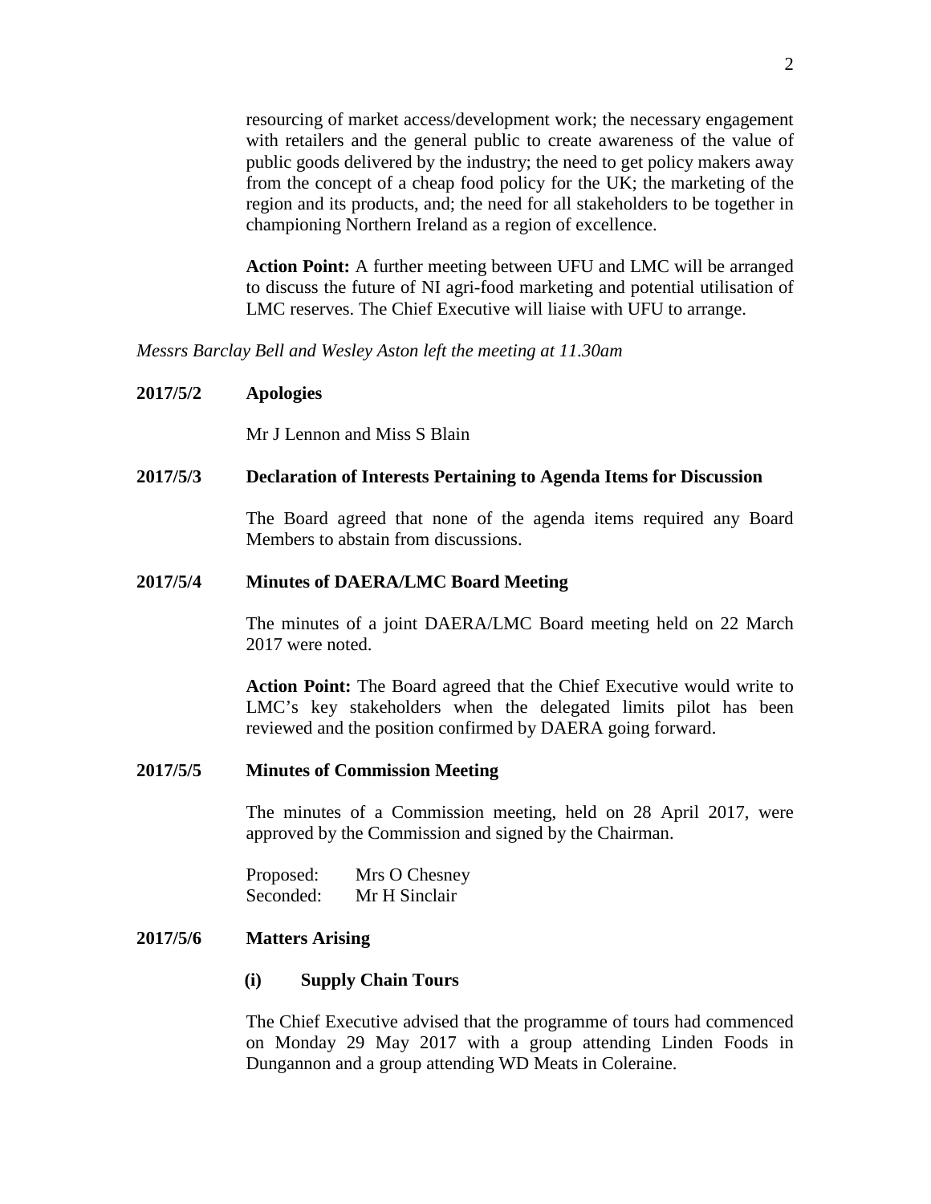resourcing of market access/development work; the necessary engagement with retailers and the general public to create awareness of the value of public goods delivered by the industry; the need to get policy makers away from the concept of a cheap food policy for the UK; the marketing of the region and its products, and; the need for all stakeholders to be together in championing Northern Ireland as a region of excellence.

**Action Point:** A further meeting between UFU and LMC will be arranged to discuss the future of NI agri-food marketing and potential utilisation of LMC reserves. The Chief Executive will liaise with UFU to arrange.

*Messrs Barclay Bell and Wesley Aston left the meeting at 11.30am*

**2017/5/2 Apologies**

Mr J Lennon and Miss S Blain

**2017/5/3 Declaration of Interests Pertaining to Agenda Items for Discussion**

The Board agreed that none of the agenda items required any Board Members to abstain from discussions.

**2017/5/4 Minutes of DAERA/LMC Board Meeting**

The minutes of a joint DAERA/LMC Board meeting held on 22 March 2017 were noted.

**Action Point:** The Board agreed that the Chief Executive would write to LMC's key stakeholders when the delegated limits pilot has been reviewed and the position confirmed by DAERA going forward.

**2017/5/5 Minutes of Commission Meeting**

The minutes of a Commission meeting, held on 28 April 2017, were approved by the Commission and signed by the Chairman.

Proposed: Mrs O Chesney
Seconded: Mr H Sinclair

**2017/5/6 Matters Arising**

**(i) Supply Chain Tours**

The Chief Executive advised that the programme of tours had commenced on Monday 29 May 2017 with a group attending Linden Foods in Dungannon and a group attending WD Meats in Coleraine.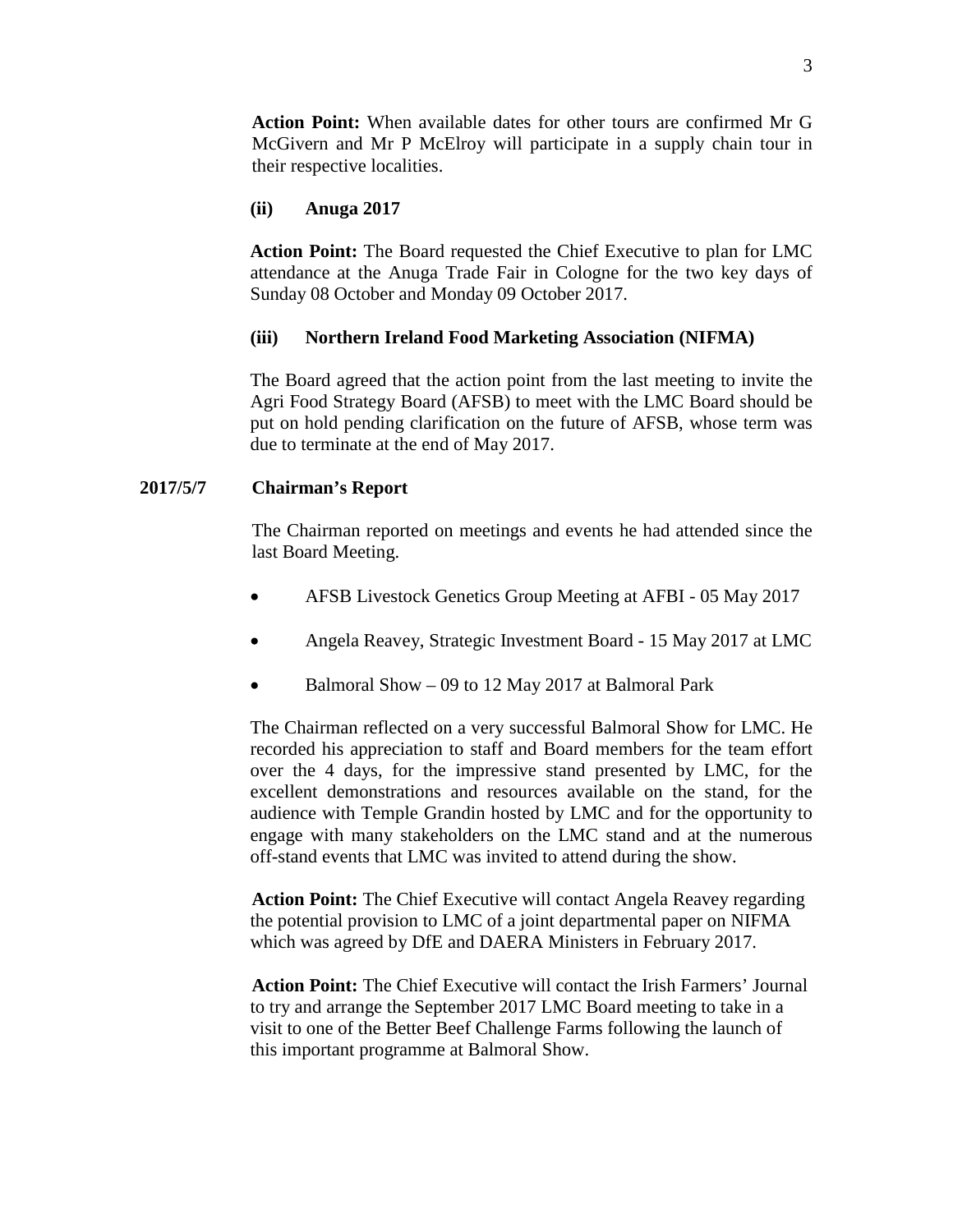**Action Point:** When available dates for other tours are confirmed Mr G McGivern and Mr P McElroy will participate in a supply chain tour in their respective localities.

**(ii) Anuga 2017**

**Action Point:** The Board requested the Chief Executive to plan for LMC attendance at the Anuga Trade Fair in Cologne for the two key days of Sunday 08 October and Monday 09 October 2017.

**(iii) Northern Ireland Food Marketing Association (NIFMA)**

The Board agreed that the action point from the last meeting to invite the Agri Food Strategy Board (AFSB) to meet with the LMC Board should be put on hold pending clarification on the future of AFSB, whose term was due to terminate at the end of May 2017.

**2017/5/7 Chairman's Report**

The Chairman reported on meetings and events he had attended since the last Board Meeting.

- AFSB Livestock Genetics Group Meeting at AFBI - 05 May 2017
- Angela Reavey, Strategic Investment Board - 15 May 2017 at LMC
- Balmoral Show – 09 to 12 May 2017 at Balmoral Park

The Chairman reflected on a very successful Balmoral Show for LMC. He recorded his appreciation to staff and Board members for the team effort over the 4 days, for the impressive stand presented by LMC, for the excellent demonstrations and resources available on the stand, for the audience with Temple Grandin hosted by LMC and for the opportunity to engage with many stakeholders on the LMC stand and at the numerous off-stand events that LMC was invited to attend during the show.

**Action Point:** The Chief Executive will contact Angela Reavey regarding the potential provision to LMC of a joint departmental paper on NIFMA which was agreed by DfE and DAERA Ministers in February 2017.

**Action Point:** The Chief Executive will contact the Irish Farmers' Journal to try and arrange the September 2017 LMC Board meeting to take in a visit to one of the Better Beef Challenge Farms following the launch of this important programme at Balmoral Show.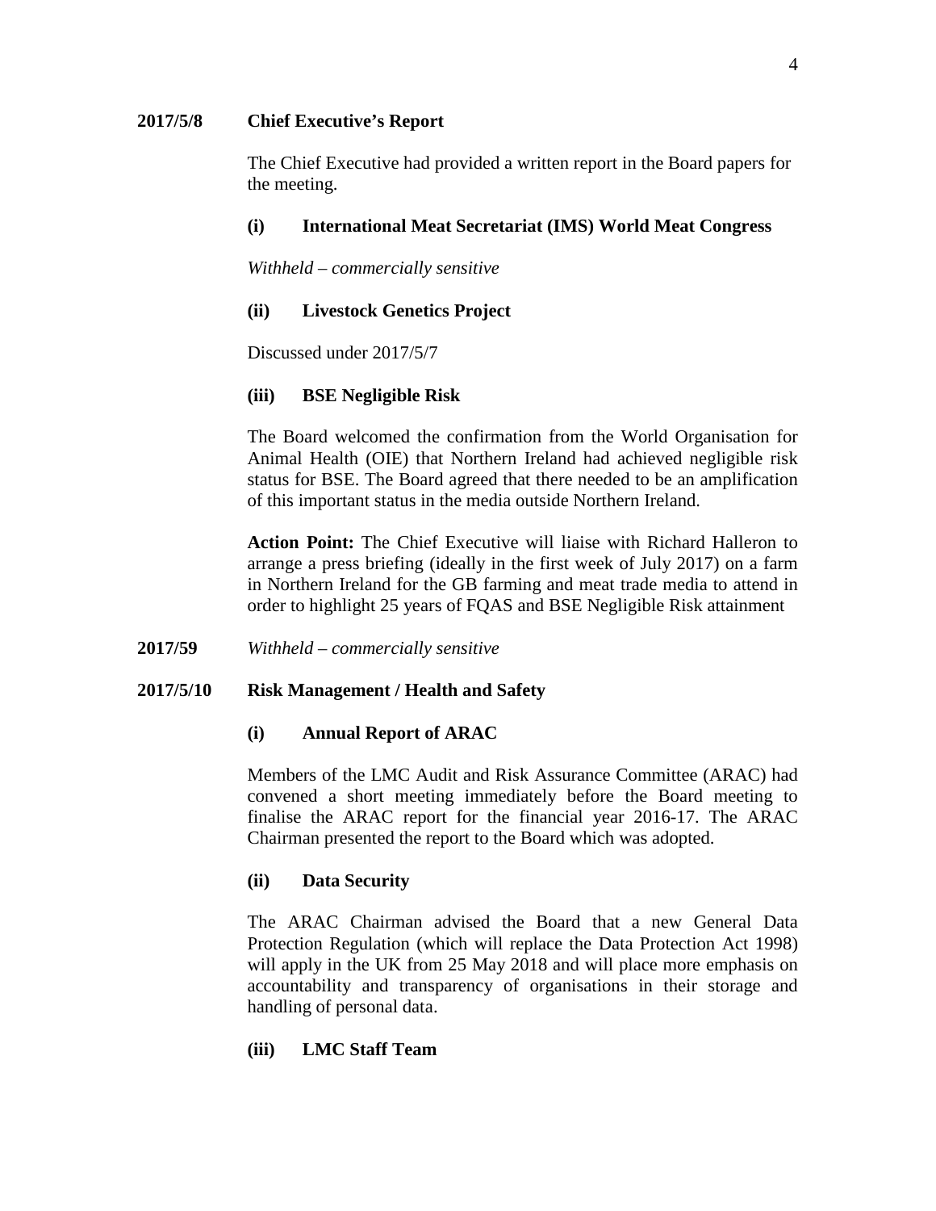**2017/5/8 Chief Executive's Report**

The Chief Executive had provided a written report in the Board papers for the meeting.

**(i) International Meat Secretariat (IMS) World Meat Congress**

*Withheld – commercially sensitive*

**(ii) Livestock Genetics Project**

Discussed under 2017/5/7

**(iii) BSE Negligible Risk**

The Board welcomed the confirmation from the World Organisation for Animal Health (OIE) that Northern Ireland had achieved negligible risk status for BSE. The Board agreed that there needed to be an amplification of this important status in the media outside Northern Ireland.

**Action Point:** The Chief Executive will liaise with Richard Halleron to arrange a press briefing (ideally in the first week of July 2017) on a farm in Northern Ireland for the GB farming and meat trade media to attend in order to highlight 25 years of FQAS and BSE Negligible Risk attainment

**2017/59** *Withheld – commercially sensitive*

**2017/5/10 Risk Management / Health and Safety**

**(i) Annual Report of ARAC**

Members of the LMC Audit and Risk Assurance Committee (ARAC) had convened a short meeting immediately before the Board meeting to finalise the ARAC report for the financial year 2016-17. The ARAC Chairman presented the report to the Board which was adopted.

**(ii) Data Security**

The ARAC Chairman advised the Board that a new General Data Protection Regulation (which will replace the Data Protection Act 1998) will apply in the UK from 25 May 2018 and will place more emphasis on accountability and transparency of organisations in their storage and handling of personal data.

**(iii) LMC Staff Team**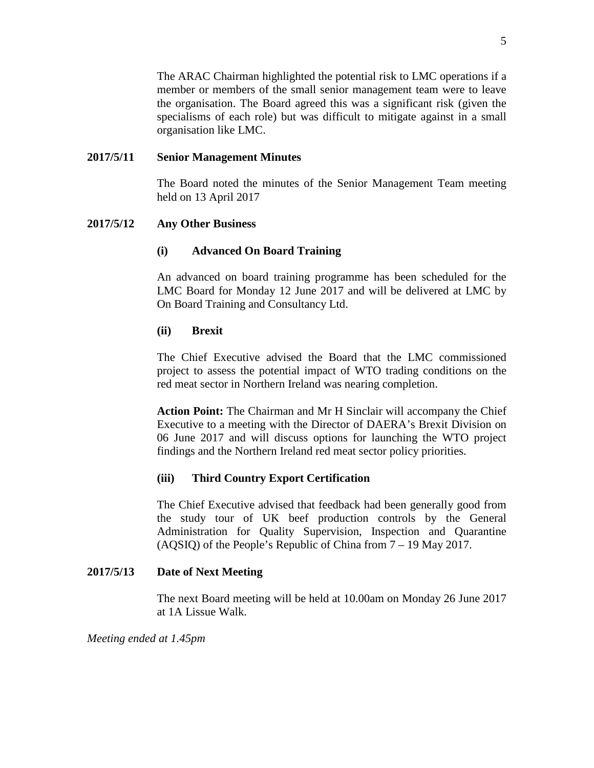The ARAC Chairman highlighted the potential risk to LMC operations if a member or members of the small senior management team were to leave the organisation. The Board agreed this was a significant risk (given the specialisms of each role) but was difficult to mitigate against in a small organisation like LMC.

**2017/5/11 Senior Management Minutes**

The Board noted the minutes of the Senior Management Team meeting held on 13 April 2017

**2017/5/12 Any Other Business**

**(i) Advanced On Board Training**

An advanced on board training programme has been scheduled for the LMC Board for Monday 12 June 2017 and will be delivered at LMC by On Board Training and Consultancy Ltd.

**(ii) Brexit**

The Chief Executive advised the Board that the LMC commissioned project to assess the potential impact of WTO trading conditions on the red meat sector in Northern Ireland was nearing completion.

**Action Point:** The Chairman and Mr H Sinclair will accompany the Chief Executive to a meeting with the Director of DAERA's Brexit Division on 06 June 2017 and will discuss options for launching the WTO project findings and the Northern Ireland red meat sector policy priorities.

**(iii) Third Country Export Certification**

The Chief Executive advised that feedback had been generally good from the study tour of UK beef production controls by the General Administration for Quality Supervision, Inspection and Quarantine (AQSIQ) of the People's Republic of China from 7 – 19 May 2017.

**2017/5/13 Date of Next Meeting**

The next Board meeting will be held at 10.00am on Monday 26 June 2017 at 1A Lissue Walk.

*Meeting ended at 1.45pm*